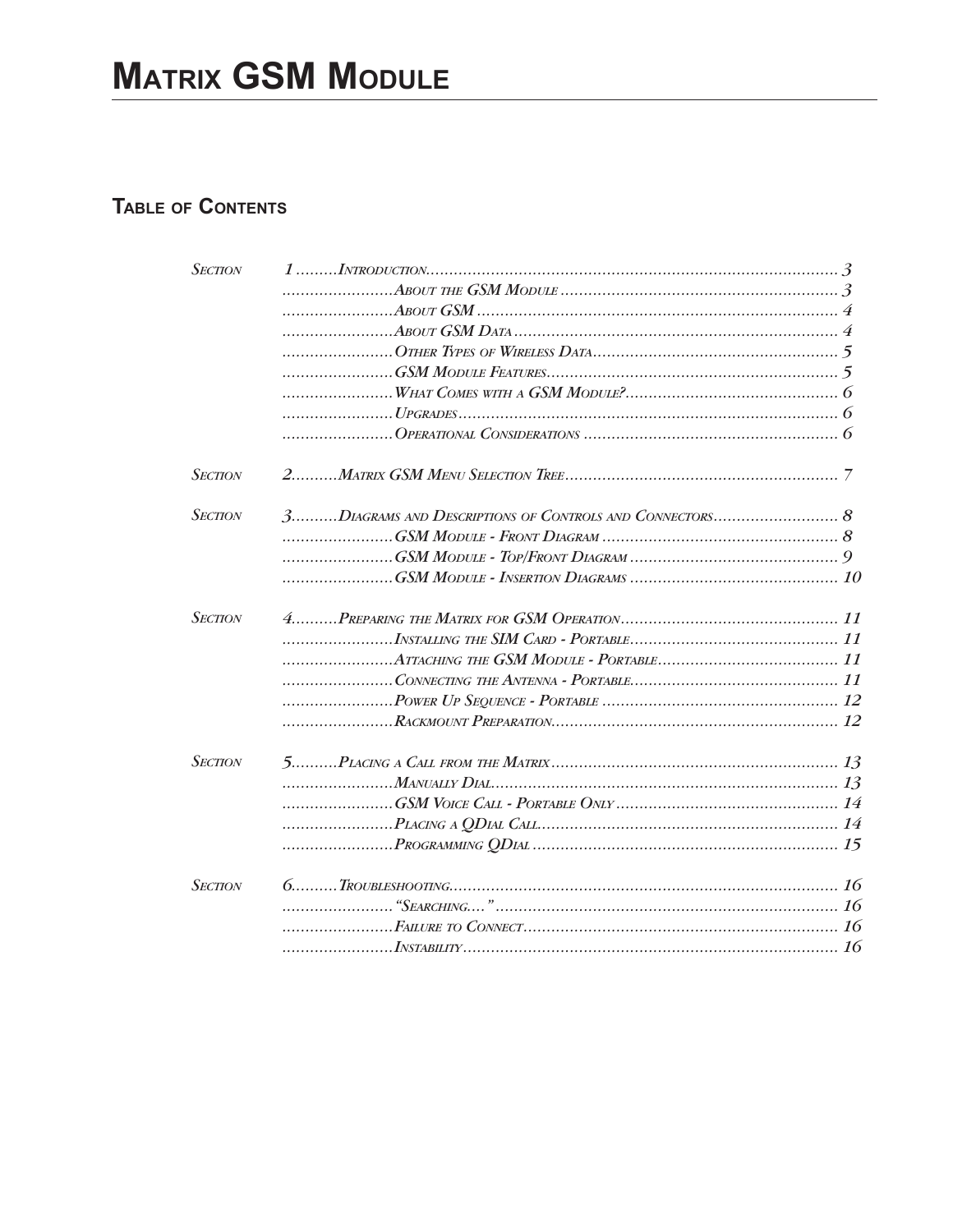# Matrix GSM Module

## Table of Contents

*Section* 1 .........*Introduction*........................................................................................ 3
........................*About the GSM Module* ........................................................... 3
........................*About GSM* ............................................................................. 4
........................*About GSM Data* ..................................................................... 4
........................*Other Types of Wireless Data*..................................................... 5
........................*GSM Module Features*.............................................................. 5
........................*What Comes with a GSM Module?*............................................. 6
........................*Upgrades*................................................................................. 6
........................*Operational Considerations* ...................................................... 6

*Section* 2..........*Matrix GSM Menu Selection Tree*.......................................................... 7

*Section* 3..........*Diagrams and Descriptions of Controls and Connectors*........................... 8
........................*GSM Module - Front Diagram* .................................................. 8
........................*GSM Module - Top/Front Diagram* ............................................ 9
........................*GSM Module - Insertion Diagrams* ............................................ 10

*Section* 4..........*Preparing the Matrix for GSM Operation*.............................................. 11
........................*Installing the SIM Card - Portable*............................................ 11
........................*Attaching the GSM Module - Portable*...................................... 11
........................*Connecting the Antenna - Portable*............................................ 11
........................*Power Up Sequence - Portable* .................................................. 12
........................*Rackmount Preparation*............................................................. 12

*Section* 5..........*Placing a Call from the Matrix*............................................................. 13
........................*Manually Dial*.......................................................................... 13
........................*GSM Voice Call - Portable Only* ................................................ 14
........................*Placing a QDial Call*................................................................ 14
........................*Programming QDial* ................................................................. 15

*Section* 6..........*Troubleshooting*................................................................................... 16
........................*"Searching...."*.......................................................................... 16
........................*Failure to Connect*.................................................................... 16
........................*Instability*................................................................................ 16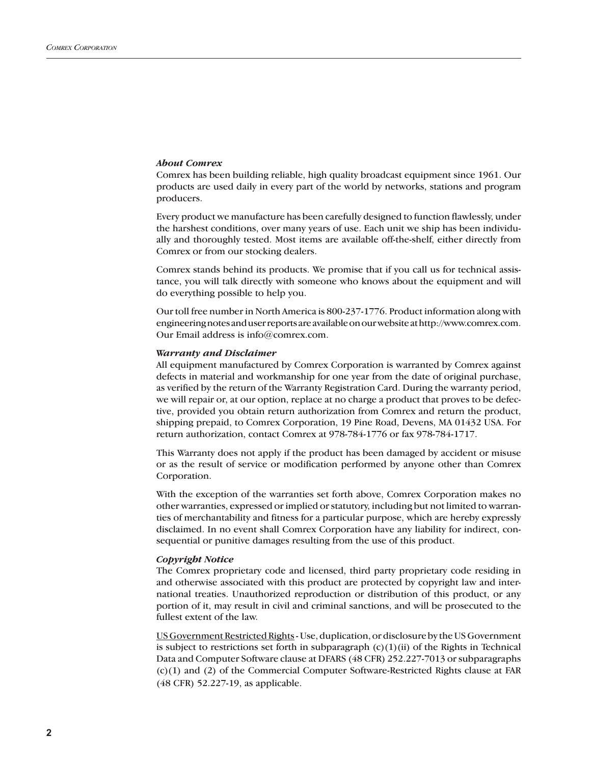### *About Comrex*

Comrex has been building reliable, high quality broadcast equipment since 1961. Our products are used daily in every part of the world by networks, stations and program producers.

Every product we manufacture has been carefully designed to function flawlessly, under the harshest conditions, over many years of use. Each unit we ship has been individually and thoroughly tested. Most items are available off-the-shelf, either directly from Comrex or from our stocking dealers.

Comrex stands behind its products. We promise that if you call us for technical assistance, you will talk directly with someone who knows about the equipment and will do everything possible to help you.

Our toll free number in North America is 800-237-1776. Product information along with engineering notes and user reports are available on our website at http://www.comrex.com. Our Email address is info@comrex.com.

### *Warranty and Disclaimer*

All equipment manufactured by Comrex Corporation is warranted by Comrex against defects in material and workmanship for one year from the date of original purchase, as verified by the return of the Warranty Registration Card. During the warranty period, we will repair or, at our option, replace at no charge a product that proves to be defective, provided you obtain return authorization from Comrex and return the product, shipping prepaid, to Comrex Corporation, 19 Pine Road, Devens, MA 01432 USA. For return authorization, contact Comrex at 978-784-1776 or fax 978-784-1717.

This Warranty does not apply if the product has been damaged by accident or misuse or as the result of service or modification performed by anyone other than Comrex Corporation.

With the exception of the warranties set forth above, Comrex Corporation makes no other warranties, expressed or implied or statutory, including but not limited to warranties of merchantability and fitness for a particular purpose, which are hereby expressly disclaimed. In no event shall Comrex Corporation have any liability for indirect, consequential or punitive damages resulting from the use of this product.

### *Copyright Notice*

The Comrex proprietary code and licensed, third party proprietary code residing in and otherwise associated with this product are protected by copyright law and international treaties. Unauthorized reproduction or distribution of this product, or any portion of it, may result in civil and criminal sanctions, and will be prosecuted to the fullest extent of the law.

US Government Restricted Rights - Use, duplication, or disclosure by the US Government is subject to restrictions set forth in subparagraph (c)(1)(ii) of the Rights in Technical Data and Computer Software clause at DFARS (48 CFR) 252.227-7013 or subparagraphs (c)(1) and (2) of the Commercial Computer Software-Restricted Rights clause at FAR (48 CFR) 52.227-19, as applicable.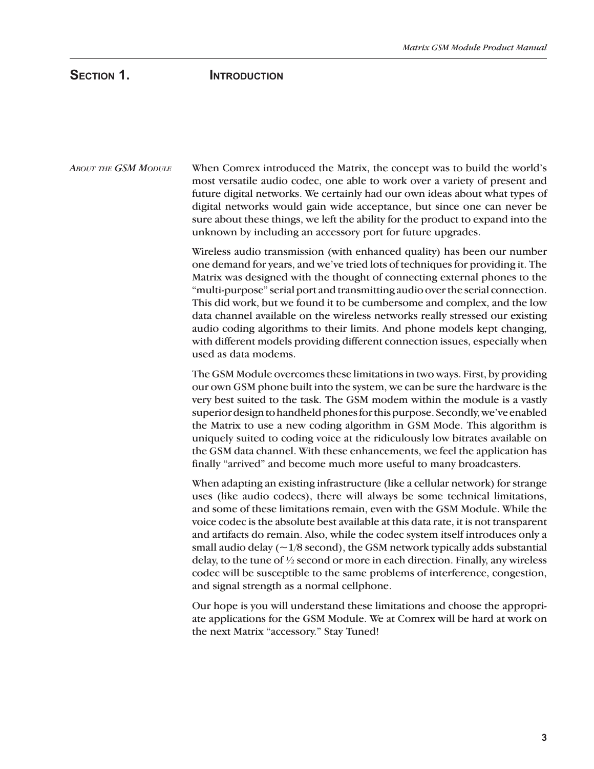# Section 1. Introduction

## *About the GSM Module*

When Comrex introduced the Matrix, the concept was to build the world's most versatile audio codec, one able to work over a variety of present and future digital networks. We certainly had our own ideas about what types of digital networks would gain wide acceptance, but since one can never be sure about these things, we left the ability for the product to expand into the unknown by including an accessory port for future upgrades.

Wireless audio transmission (with enhanced quality) has been our number one demand for years, and we've tried lots of techniques for providing it. The Matrix was designed with the thought of connecting external phones to the "multi-purpose" serial port and transmitting audio over the serial connection. This did work, but we found it to be cumbersome and complex, and the low data channel available on the wireless networks really stressed our existing audio coding algorithms to their limits. And phone models kept changing, with different models providing different connection issues, especially when used as data modems.

The GSM Module overcomes these limitations in two ways. First, by providing our own GSM phone built into the system, we can be sure the hardware is the very best suited to the task. The GSM modem within the module is a vastly superior design to handheld phones for this purpose. Secondly, we've enabled the Matrix to use a new coding algorithm in GSM Mode. This algorithm is uniquely suited to coding voice at the ridiculously low bitrates available on the GSM data channel. With these enhancements, we feel the application has finally "arrived" and become much more useful to many broadcasters.

When adapting an existing infrastructure (like a cellular network) for strange uses (like audio codecs), there will always be some technical limitations, and some of these limitations remain, even with the GSM Module. While the voice codec is the absolute best available at this data rate, it is not transparent and artifacts do remain. Also, while the codec system itself introduces only a small audio delay (~1/8 second), the GSM network typically adds substantial delay, to the tune of ½ second or more in each direction. Finally, any wireless codec will be susceptible to the same problems of interference, congestion, and signal strength as a normal cellphone.

Our hope is you will understand these limitations and choose the appropriate applications for the GSM Module. We at Comrex will be hard at work on the next Matrix "accessory." Stay Tuned!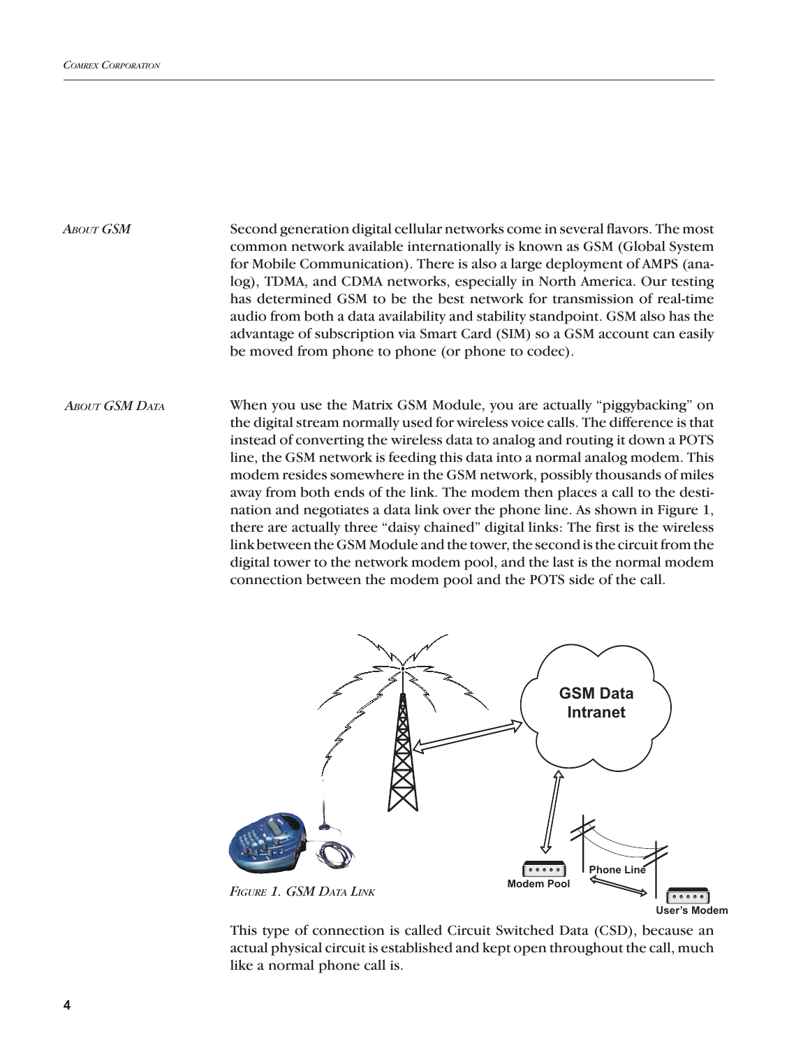## *About GSM*

Second generation digital cellular networks come in several flavors. The most common network available internationally is known as GSM (Global System for Mobile Communication). There is also a large deployment of AMPS (analog), TDMA, and CDMA networks, especially in North America. Our testing has determined GSM to be the best network for transmission of real-time audio from both a data availability and stability standpoint. GSM also has the advantage of subscription via Smart Card (SIM) so a GSM account can easily be moved from phone to phone (or phone to codec).

## *About GSM Data*

When you use the Matrix GSM Module, you are actually "piggybacking" on the digital stream normally used for wireless voice calls. The difference is that instead of converting the wireless data to analog and routing it down a POTS line, the GSM network is feeding this data into a normal analog modem. This modem resides somewhere in the GSM network, possibly thousands of miles away from both ends of the link. The modem then places a call to the destination and negotiates a data link over the phone line. As shown in Figure 1, there are actually three "daisy chained" digital links: The first is the wireless link between the GSM Module and the tower, the second is the circuit from the digital tower to the network modem pool, and the last is the normal modem connection between the modem pool and the POTS side of the call.

GSM Data Intranet

Phone Line

Modem Pool

User's Modem

*Figure 1. GSM Data Link*

This type of connection is called Circuit Switched Data (CSD), because an actual physical circuit is established and kept open throughout the call, much like a normal phone call is.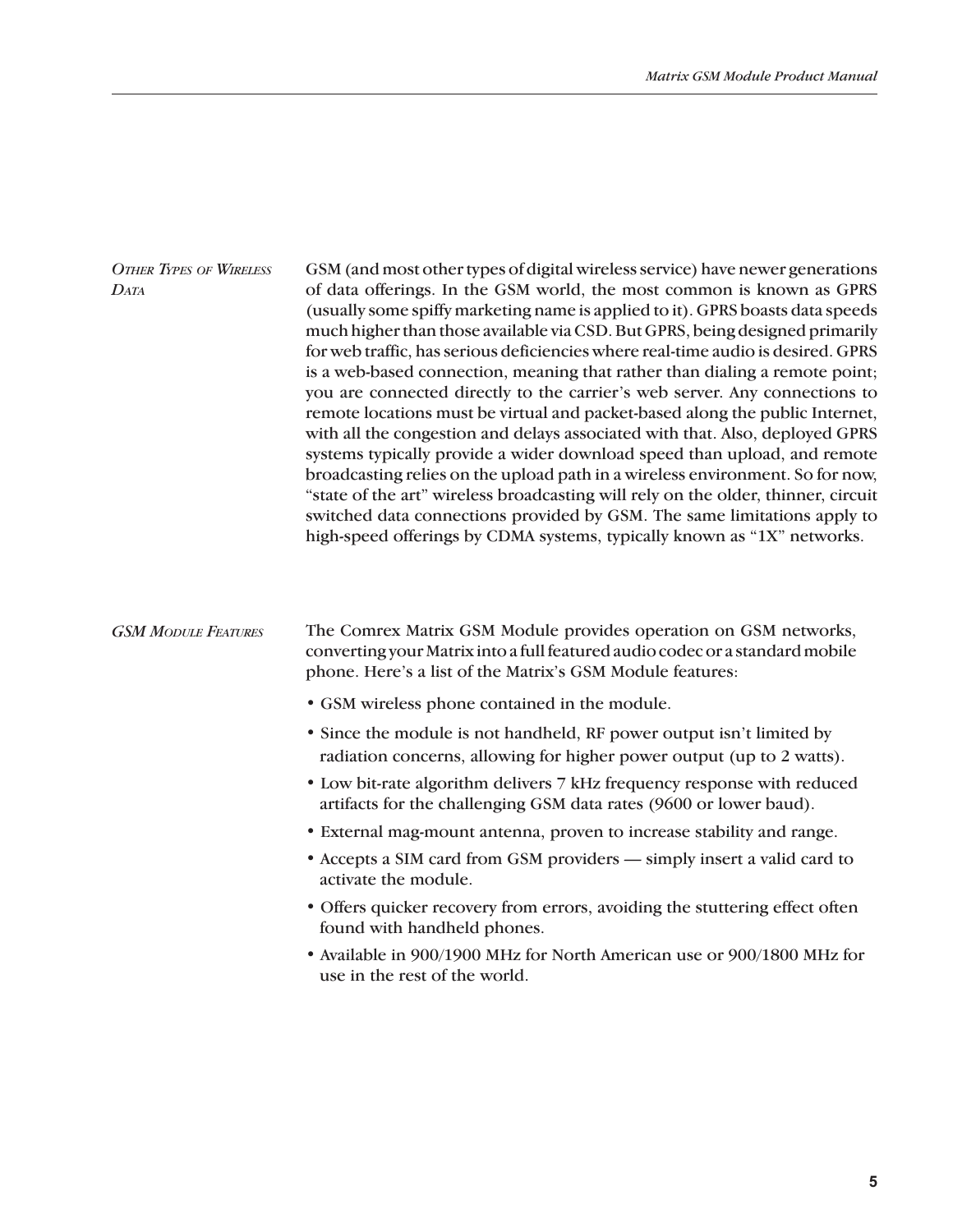### Other Types of Wireless Data

GSM (and most other types of digital wireless service) have newer generations of data offerings. In the GSM world, the most common is known as GPRS (usually some spiffy marketing name is applied to it). GPRS boasts data speeds much higher than those available via CSD. But GPRS, being designed primarily for web traffic, has serious deficiencies where real-time audio is desired. GPRS is a web-based connection, meaning that rather than dialing a remote point; you are connected directly to the carrier's web server. Any connections to remote locations must be virtual and packet-based along the public Internet, with all the congestion and delays associated with that. Also, deployed GPRS systems typically provide a wider download speed than upload, and remote broadcasting relies on the upload path in a wireless environment. So for now, "state of the art" wireless broadcasting will rely on the older, thinner, circuit switched data connections provided by GSM. The same limitations apply to high-speed offerings by CDMA systems, typically known as "1X" networks.

### GSM Module Features

The Comrex Matrix GSM Module provides operation on GSM networks, converting your Matrix into a full featured audio codec or a standard mobile phone. Here's a list of the Matrix's GSM Module features:

- GSM wireless phone contained in the module.
- Since the module is not handheld, RF power output isn't limited by radiation concerns, allowing for higher power output (up to 2 watts).
- Low bit-rate algorithm delivers 7 kHz frequency response with reduced artifacts for the challenging GSM data rates (9600 or lower baud).
- External mag-mount antenna, proven to increase stability and range.
- Accepts a SIM card from GSM providers — simply insert a valid card to activate the module.
- Offers quicker recovery from errors, avoiding the stuttering effect often found with handheld phones.
- Available in 900/1900 MHz for North American use or 900/1800 MHz for use in the rest of the world.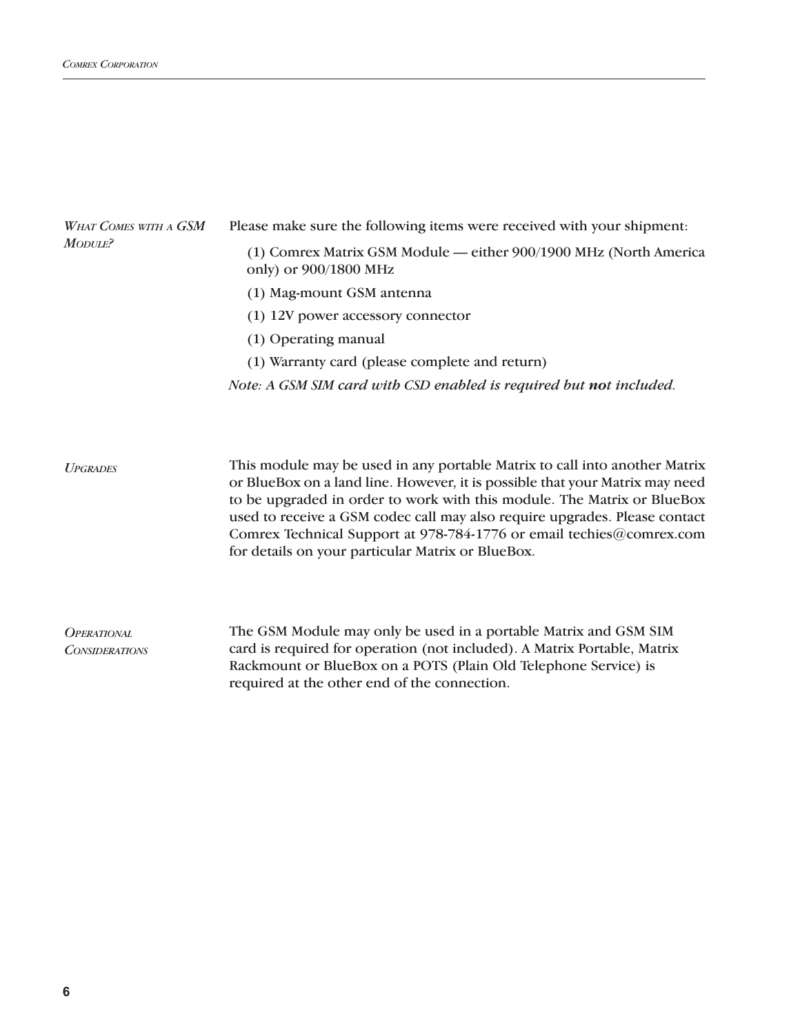### *What Comes with a GSM Module?*

Please make sure the following items were received with your shipment:

(1) Comrex Matrix GSM Module — either 900/1900 MHz (North America only) or 900/1800 MHz

(1) Mag-mount GSM antenna

(1) 12V power accessory connector

(1) Operating manual

(1) Warranty card (please complete and return)

*Note: A GSM SIM card with CSD enabled is required but* ***not*** *included.*

### *Upgrades*

This module may be used in any portable Matrix to call into another Matrix or BlueBox on a land line. However, it is possible that your Matrix may need to be upgraded in order to work with this module. The Matrix or BlueBox used to receive a GSM codec call may also require upgrades. Please contact Comrex Technical Support at 978-784-1776 or email techies@comrex.com for details on your particular Matrix or BlueBox.

### *Operational Considerations*

The GSM Module may only be used in a portable Matrix and GSM SIM card is required for operation (not included). A Matrix Portable, Matrix Rackmount or BlueBox on a POTS (Plain Old Telephone Service) is required at the other end of the connection.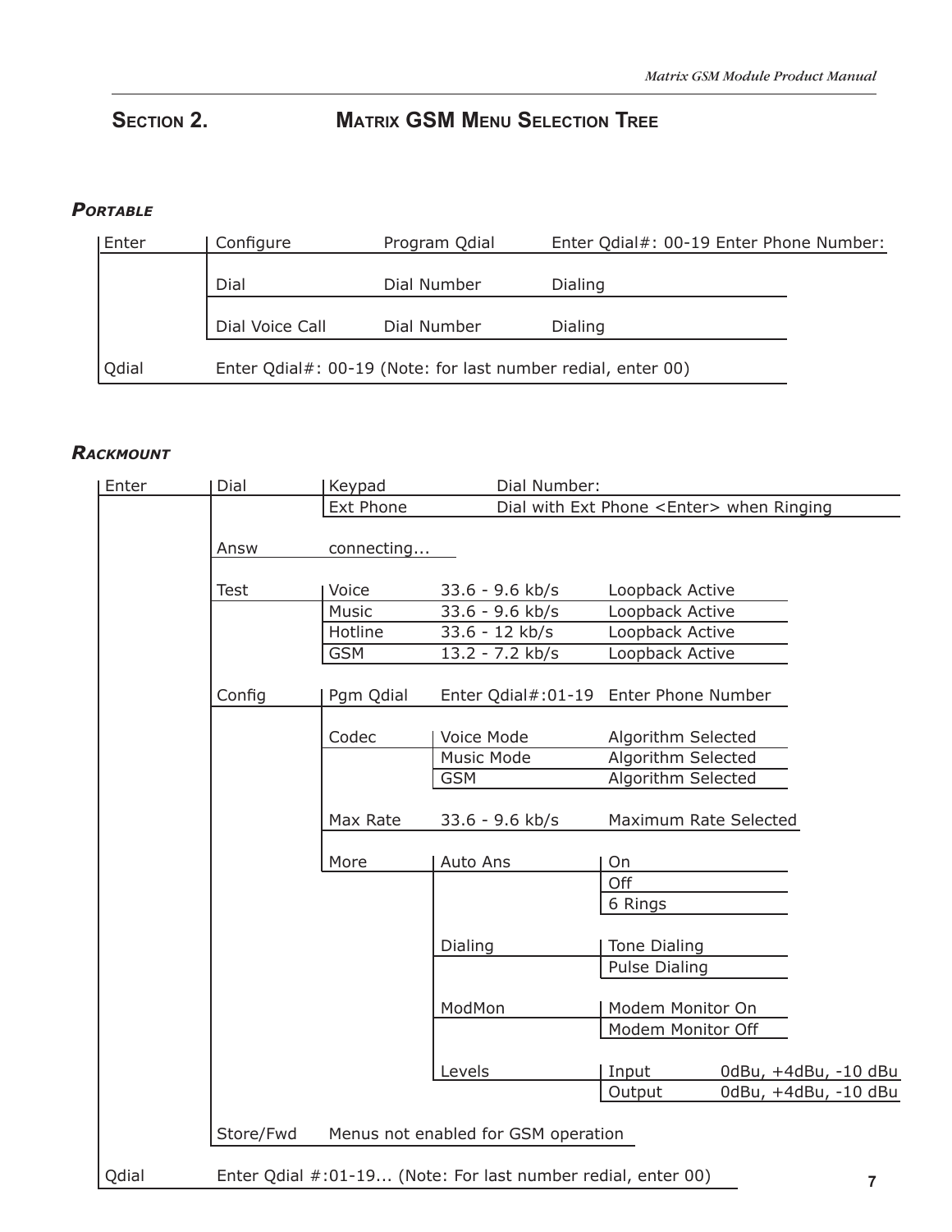## Section 2. Matrix GSM Menu Selection Tree

### *Portable*

| | | | |
|---|---|---|---|
| Enter | Configure | Program Qdial | Enter Qdial#: 00-19 Enter Phone Number: |
| | Dial | Dial Number | Dialing |
| | Dial Voice Call | Dial Number | Dialing |
| Qdial | Enter Qdial#: 00-19 (Note: for last number redial, enter 00) | | |

### *Rackmount*

| | | | | | |
|---|---|---|---|---|---|
| Enter | Dial | Keypad | Dial Number: | | |
| | | Ext Phone | Dial with Ext Phone <Enter> when Ringing | | |
| | Answ | connecting... | | | |
| | Test | Voice | 33.6 - 9.6 kb/s | Loopback Active | |
| | | Music | 33.6 - 9.6 kb/s | Loopback Active | |
| | | Hotline | 33.6 - 12 kb/s | Loopback Active | |
| | | GSM | 13.2 - 7.2 kb/s | Loopback Active | |
| | Config | Pgm Qdial | Enter Qdial#:01-19 | Enter Phone Number | |
| | | Codec | Voice Mode | Algorithm Selected | |
| | | | Music Mode | Algorithm Selected | |
| | | | GSM | Algorithm Selected | |
| | | Max Rate | 33.6 - 9.6 kb/s | Maximum Rate Selected | |
| | | More | Auto Ans | On | |
| | | | | Off | |
| | | | | 6 Rings | |
| | | | Dialing | Tone Dialing | |
| | | | | Pulse Dialing | |
| | | | ModMon | Modem Monitor On | |
| | | | | Modem Monitor Off | |
| | | | Levels | Input | 0dBu, +4dBu, -10 dBu |
| | | | | Output | 0dBu, +4dBu, -10 dBu |
| | Store/Fwd | Menus not enabled for GSM operation | | | |
| Qdial | Enter Qdial #:01-19... (Note: For last number redial, enter 00) | | | | |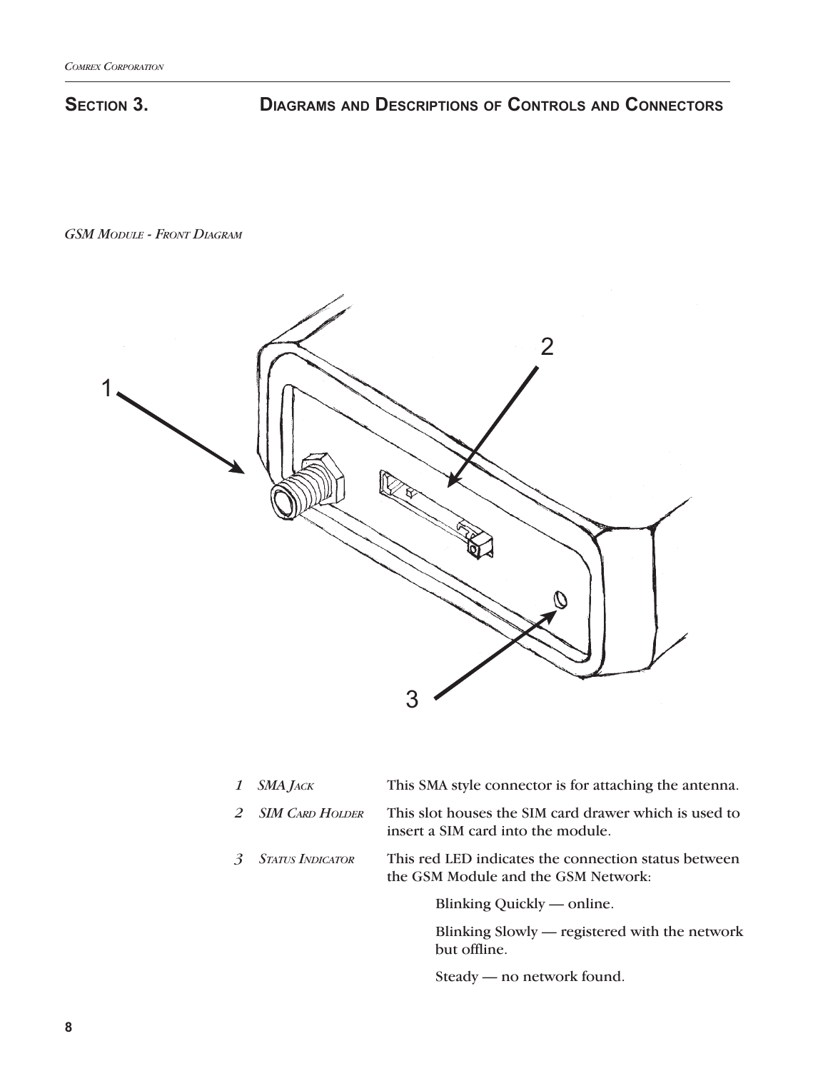## Section 3. Diagrams and Descriptions of Controls and Connectors

*GSM Module - Front Diagram*

| | | |
|---|---|---|
| 1 | *SMA Jack* | This SMA style connector is for attaching the antenna. |
| 2 | *SIM Card Holder* | This slot houses the SIM card drawer which is used to insert a SIM card into the module. |
| 3 | *Status Indicator* | This red LED indicates the connection status between the GSM Module and the GSM Network: |

Blinking Quickly — online.

Blinking Slowly — registered with the network but offline.

Steady — no network found.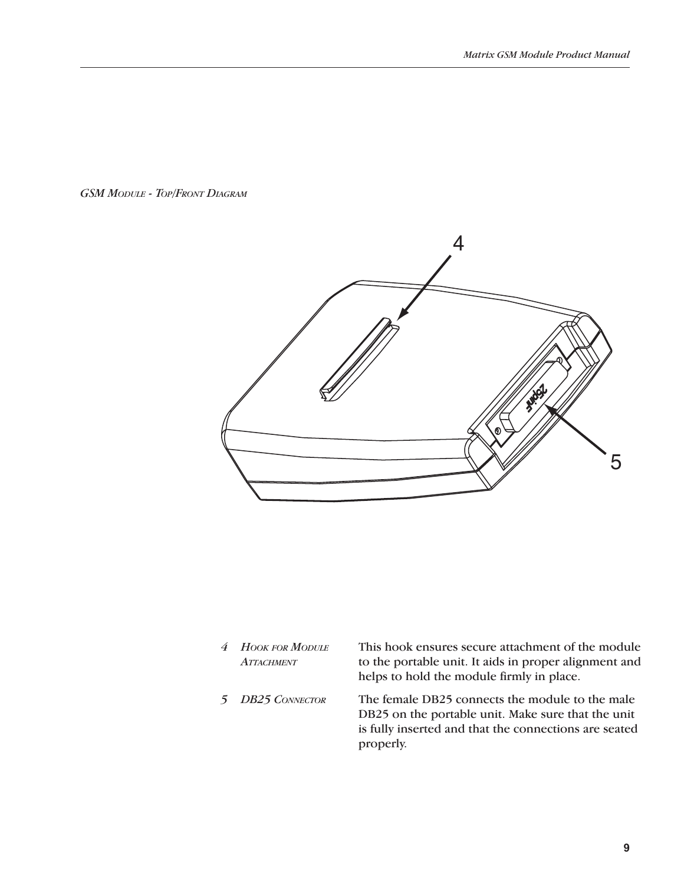*GSM Module - Top/Front Diagram*

| | |
|---|---|
| *4 Hook for Module Attachment* | This hook ensures secure attachment of the module to the portable unit. It aids in proper alignment and helps to hold the module firmly in place. |
| *5 DB25 Connector* | The female DB25 connects the module to the male DB25 on the portable unit. Make sure that the unit is fully inserted and that the connections are seated properly. |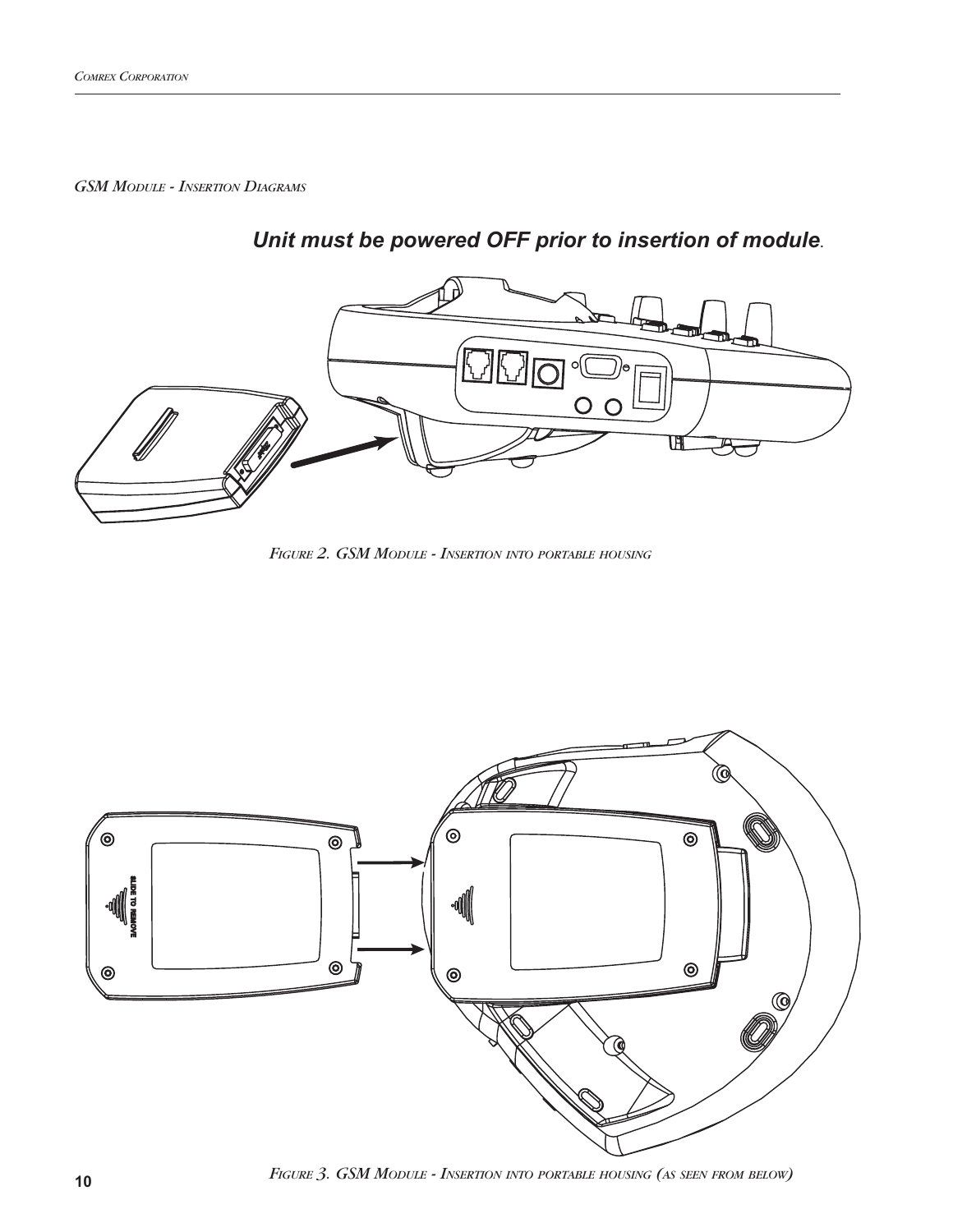*GSM Module - Insertion Diagrams*

***Unit must be powered OFF prior to insertion of module*.**

*Figure 2. GSM Module - Insertion into portable housing*

*Figure 3. GSM Module - Insertion into portable housing (as seen from below)*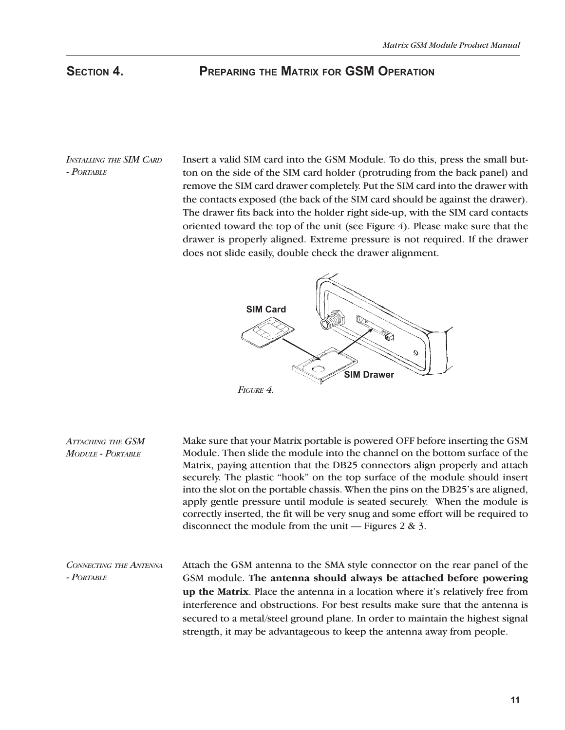## Section 4. Preparing the Matrix for GSM Operation

*Installing the SIM Card - Portable*

Insert a valid SIM card into the GSM Module. To do this, press the small button on the side of the SIM card holder (protruding from the back panel) and remove the SIM card drawer completely. Put the SIM card into the drawer with the contacts exposed (the back of the SIM card should be against the drawer). The drawer fits back into the holder right side-up, with the SIM card contacts oriented toward the top of the unit (see Figure 4). Please make sure that the drawer is properly aligned. Extreme pressure is not required. If the drawer does not slide easily, double check the drawer alignment.

SIM Card

SIM Drawer

*Figure 4.*

*Attaching the GSM Module - Portable*

Make sure that your Matrix portable is powered OFF before inserting the GSM Module. Then slide the module into the channel on the bottom surface of the Matrix, paying attention that the DB25 connectors align properly and attach securely. The plastic "hook" on the top surface of the module should insert into the slot on the portable chassis. When the pins on the DB25's are aligned, apply gentle pressure until module is seated securely. When the module is correctly inserted, the fit will be very snug and some effort will be required to disconnect the module from the unit — Figures 2 & 3.

*Connecting the Antenna - Portable*

Attach the GSM antenna to the SMA style connector on the rear panel of the GSM module. **The antenna should always be attached before powering up the Matrix**. Place the antenna in a location where it's relatively free from interference and obstructions. For best results make sure that the antenna is secured to a metal/steel ground plane. In order to maintain the highest signal strength, it may be advantageous to keep the antenna away from people.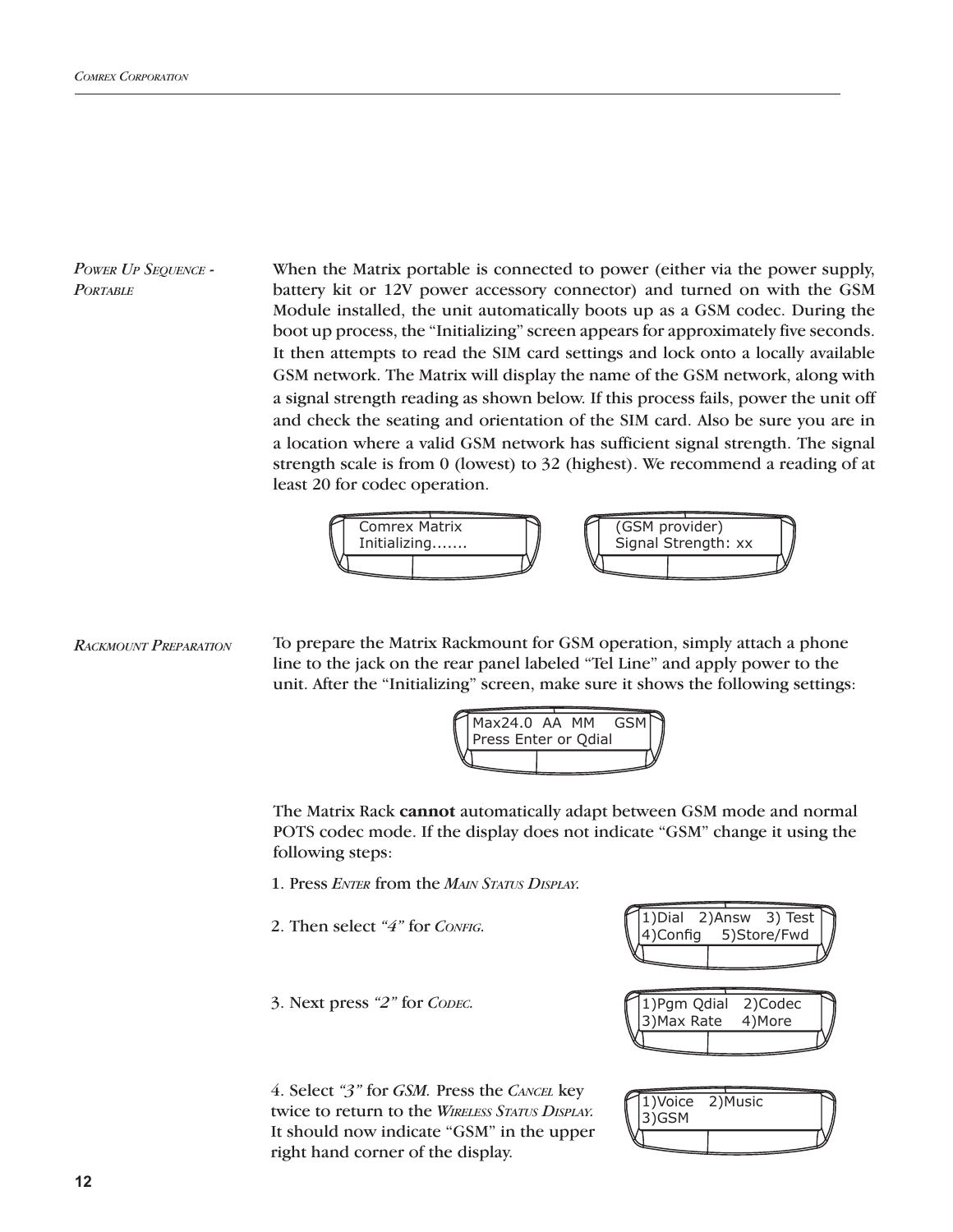*Power Up Sequence - Portable*

When the Matrix portable is connected to power (either via the power supply, battery kit or 12V power accessory connector) and turned on with the GSM Module installed, the unit automatically boots up as a GSM codec. During the boot up process, the "Initializing" screen appears for approximately five seconds. It then attempts to read the SIM card settings and lock onto a locally available GSM network. The Matrix will display the name of the GSM network, along with a signal strength reading as shown below. If this process fails, power the unit off and check the seating and orientation of the SIM card. Also be sure you are in a location where a valid GSM network has sufficient signal strength. The signal strength scale is from 0 (lowest) to 32 (highest). We recommend a reading of at least 20 for codec operation.

```
Comrex Matrix
Initializing.......
```

```
(GSM provider)
Signal Strength: xx
```

*Rackmount Preparation*

To prepare the Matrix Rackmount for GSM operation, simply attach a phone line to the jack on the rear panel labeled "Tel Line" and apply power to the unit. After the "Initializing" screen, make sure it shows the following settings:

```
Max24.0  AA  MM    GSM
Press Enter or Qdial
```

The Matrix Rack **cannot** automatically adapt between GSM mode and normal POTS codec mode. If the display does not indicate "GSM" change it using the following steps:

1. Press *Enter* from the *Main Status Display.*

2. Then select *"4"* for *Config.*

```
1)Dial   2)Answ   3) Test
4)Config    5)Store/Fwd
```

3. Next press *"2"* for *Codec.*

```
1)Pgm Qdial   2)Codec
3)Max Rate    4)More
```

4. Select *"3"* for *GSM.* Press the *Cancel* key twice to return to the *Wireless Status Display.* It should now indicate "GSM" in the upper right hand corner of the display.

```
1)Voice   2)Music
3)GSM
```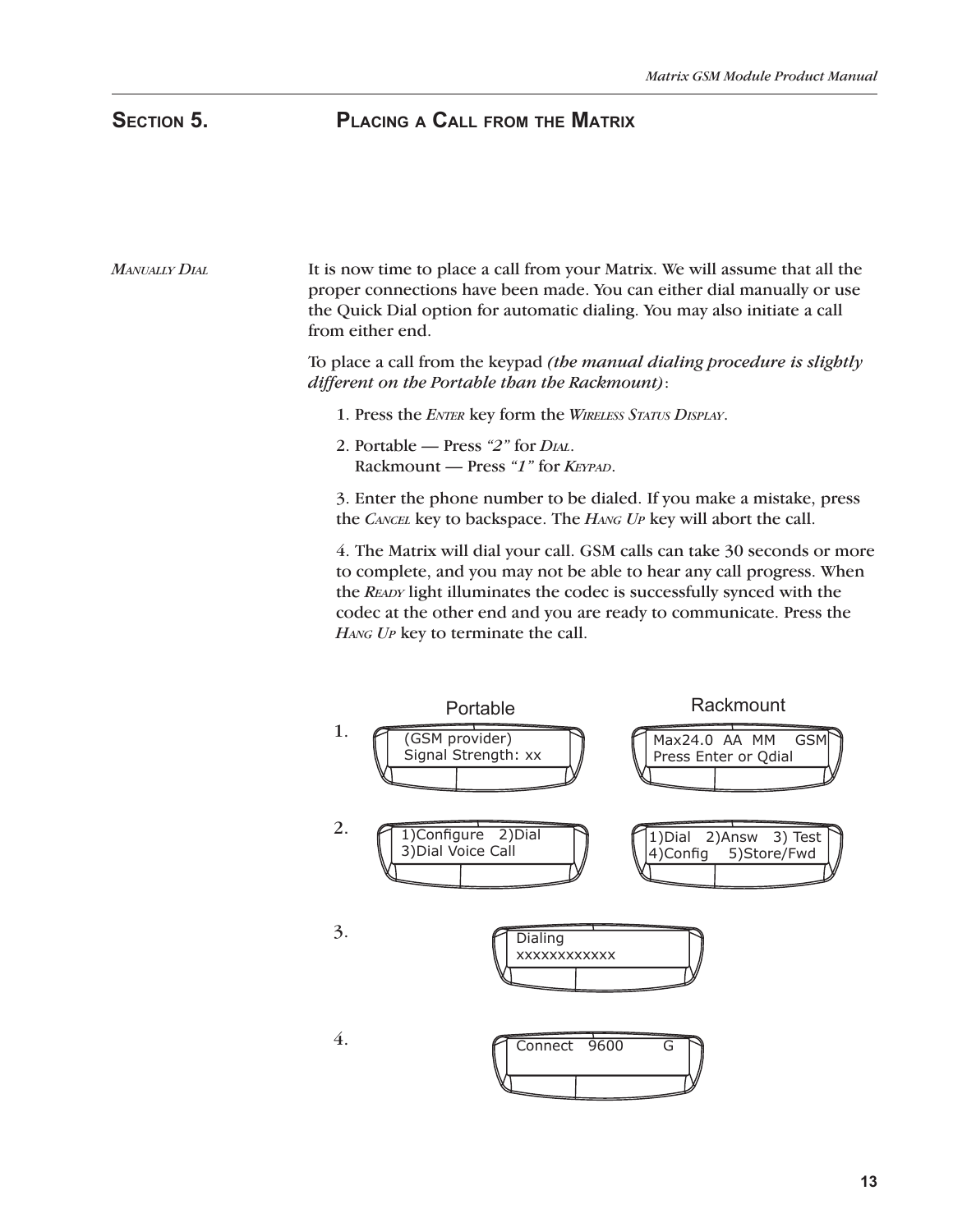# Section 5. Placing a Call from the Matrix

*Manually Dial*

It is now time to place a call from your Matrix. We will assume that all the proper connections have been made. You can either dial manually or use the Quick Dial option for automatic dialing. You may also initiate a call from either end.

To place a call from the keypad *(the manual dialing procedure is slightly different on the Portable than the Rackmount)*:

1. Press the *Enter* key form the *Wireless Status Display*.

2. Portable — Press *"2"* for *Dial*.
   Rackmount — Press *"1"* for *Keypad*.

3. Enter the phone number to be dialed. If you make a mistake, press the *Cancel* key to backspace. The *Hang Up* key will abort the call.

4. The Matrix will dial your call. GSM calls can take 30 seconds or more to complete, and you may not be able to hear any call progress. When the *Ready* light illuminates the codec is successfully synced with the codec at the other end and you are ready to communicate. Press the *Hang Up* key to terminate the call.

| | Portable | Rackmount |
|---|---|---|
| 1. | (GSM provider)<br>Signal Strength: xx | Max24.0 AA MM GSM<br>Press Enter or Qdial |
| 2. | 1)Configure 2)Dial<br>3)Dial Voice Call | 1)Dial 2)Answ 3) Test<br>4)Config 5)Store/Fwd |
| 3. | Dialing<br>xxxxxxxxxxxx | |
| 4. | Connect 9600 G | |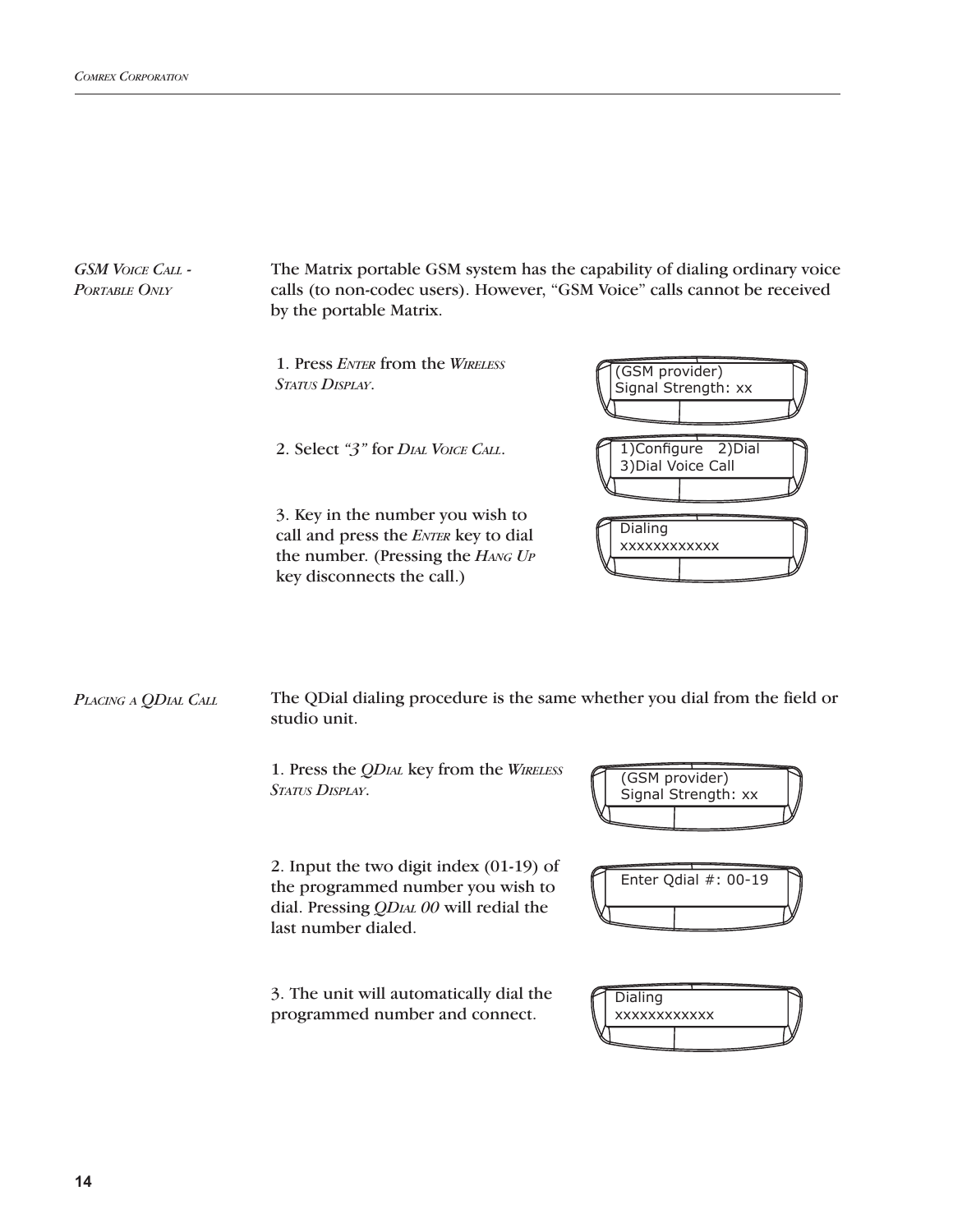## *GSM Voice Call - Portable Only*

The Matrix portable GSM system has the capability of dialing ordinary voice calls (to non-codec users). However, "GSM Voice" calls cannot be received by the portable Matrix.

1. Press *Enter* from the *Wireless Status Display*.

```
(GSM provider)
Signal Strength: xx
```

2. Select *"3"* for *Dial Voice Call*.

```
1)Configure   2)Dial
3)Dial Voice Call
```

3. Key in the number you wish to call and press the *Enter* key to dial the number. (Pressing the *Hang Up* key disconnects the call.)

```
Dialing
xxxxxxxxxxxx
```

## *Placing a QDial Call*

The QDial dialing procedure is the same whether you dial from the field or studio unit.

1. Press the *QDial* key from the *Wireless Status Display*.

```
(GSM provider)
Signal Strength: xx
```

2. Input the two digit index (01-19) of the programmed number you wish to dial. Pressing *QDial 00* will redial the last number dialed.

```
Enter Qdial #: 00-19
```

3. The unit will automatically dial the programmed number and connect.

```
Dialing
xxxxxxxxxxxx
```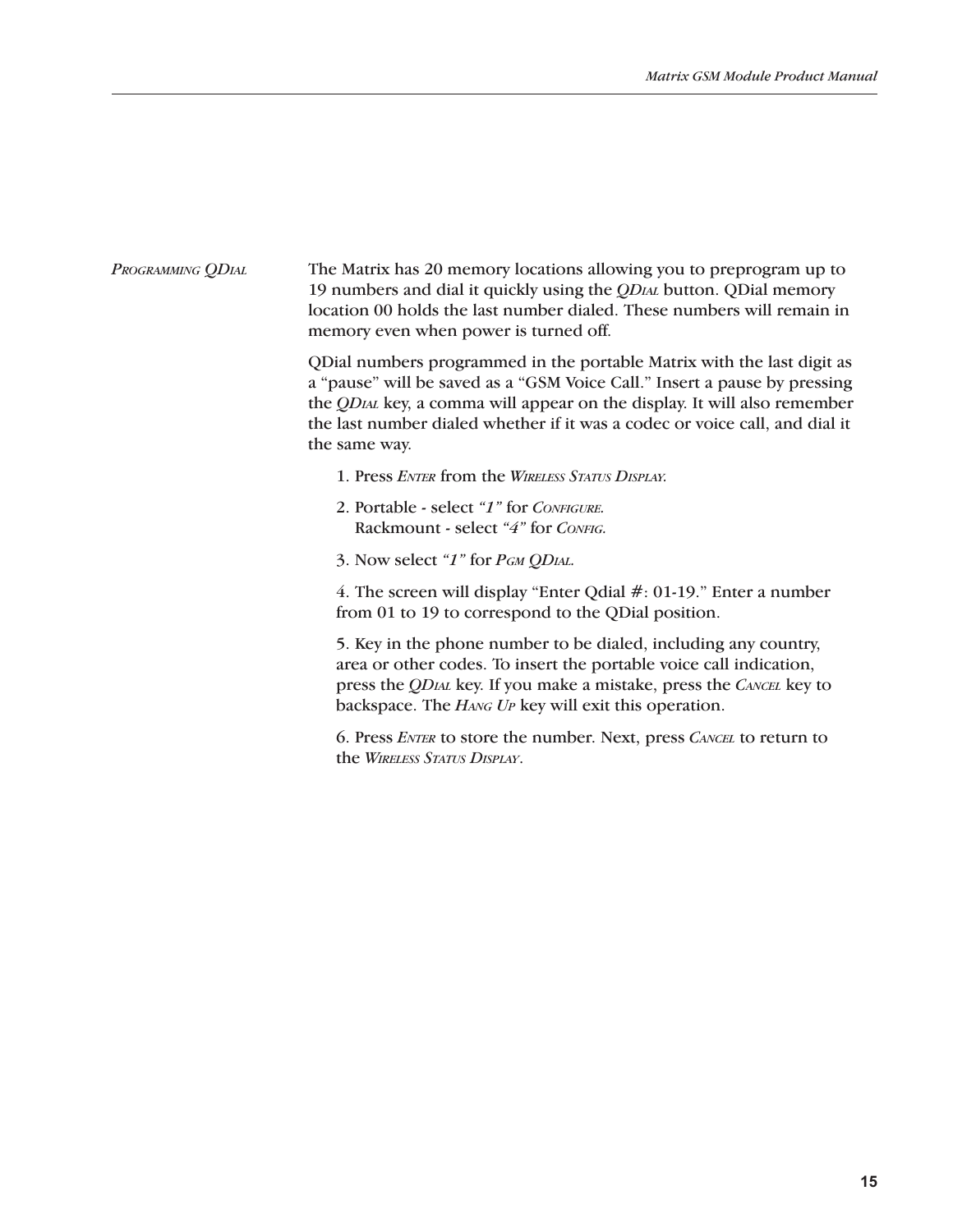## *Programming QDial*

The Matrix has 20 memory locations allowing you to preprogram up to 19 numbers and dial it quickly using the *QDial* button. QDial memory location 00 holds the last number dialed. These numbers will remain in memory even when power is turned off.

QDial numbers programmed in the portable Matrix with the last digit as a "pause" will be saved as a "GSM Voice Call." Insert a pause by pressing the *QDial* key, a comma will appear on the display. It will also remember the last number dialed whether if it was a codec or voice call, and dial it the same way.

1. Press *Enter* from the *Wireless Status Display*.

2. Portable - select *"1"* for *Configure*.
   Rackmount - select *"4"* for *Config*.

3. Now select *"1"* for *Pgm QDial*.

4. The screen will display "Enter Qdial #: 01-19." Enter a number from 01 to 19 to correspond to the QDial position.

5. Key in the phone number to be dialed, including any country, area or other codes. To insert the portable voice call indication, press the *QDial* key. If you make a mistake, press the *Cancel* key to backspace. The *Hang Up* key will exit this operation.

6. Press *Enter* to store the number. Next, press *Cancel* to return to the *Wireless Status Display*.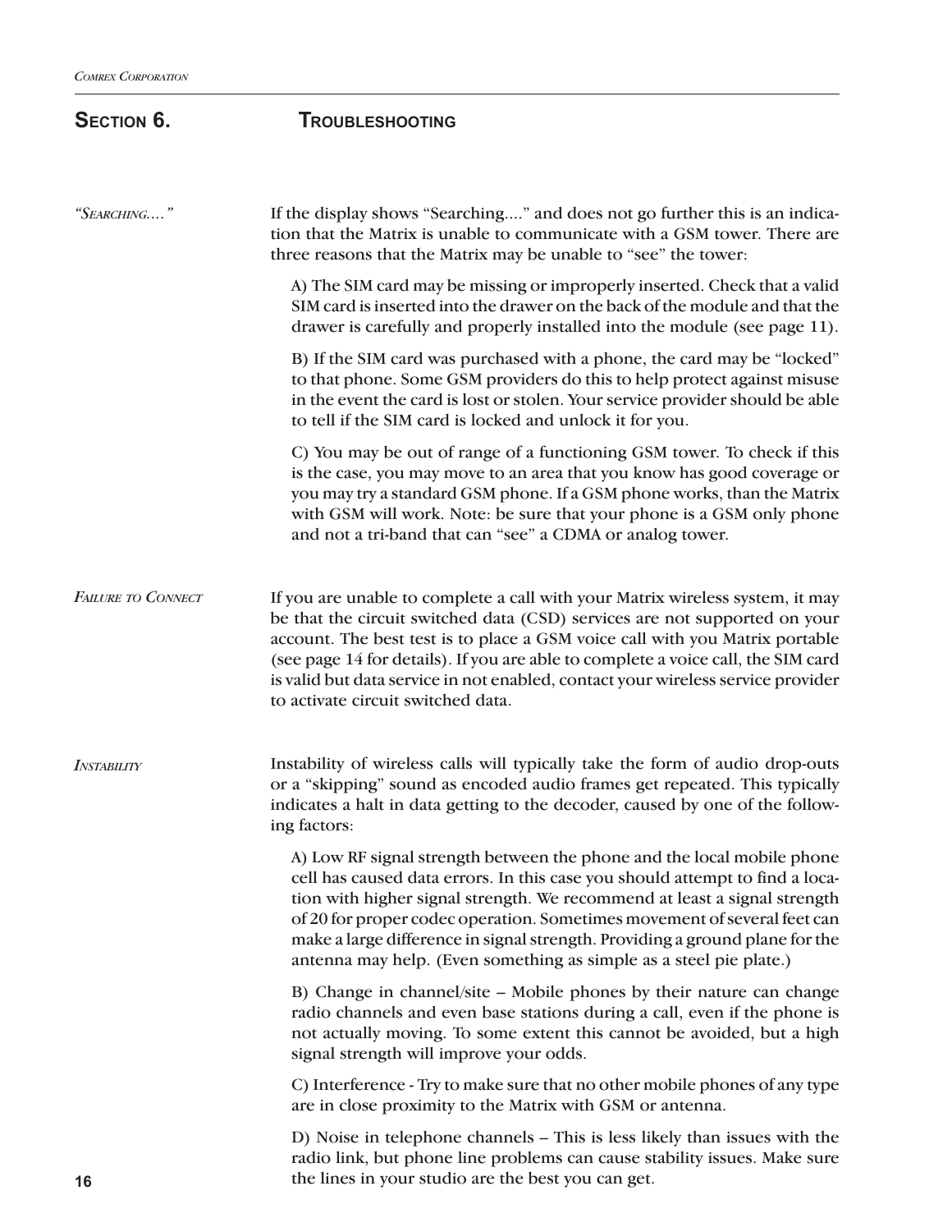## Section 6. Troubleshooting

*"Searching...."*

If the display shows "Searching...." and does not go further this is an indication that the Matrix is unable to communicate with a GSM tower. There are three reasons that the Matrix may be unable to "see" the tower:

A) The SIM card may be missing or improperly inserted. Check that a valid SIM card is inserted into the drawer on the back of the module and that the drawer is carefully and properly installed into the module (see page 11).

B) If the SIM card was purchased with a phone, the card may be "locked" to that phone. Some GSM providers do this to help protect against misuse in the event the card is lost or stolen. Your service provider should be able to tell if the SIM card is locked and unlock it for you.

C) You may be out of range of a functioning GSM tower. To check if this is the case, you may move to an area that you know has good coverage or you may try a standard GSM phone. If a GSM phone works, than the Matrix with GSM will work. Note: be sure that your phone is a GSM only phone and not a tri-band that can "see" a CDMA or analog tower.

*Failure to Connect*

If you are unable to complete a call with your Matrix wireless system, it may be that the circuit switched data (CSD) services are not supported on your account. The best test is to place a GSM voice call with you Matrix portable (see page 14 for details). If you are able to complete a voice call, the SIM card is valid but data service in not enabled, contact your wireless service provider to activate circuit switched data.

*Instability*

Instability of wireless calls will typically take the form of audio drop-outs or a "skipping" sound as encoded audio frames get repeated. This typically indicates a halt in data getting to the decoder, caused by one of the following factors:

A) Low RF signal strength between the phone and the local mobile phone cell has caused data errors. In this case you should attempt to find a location with higher signal strength. We recommend at least a signal strength of 20 for proper codec operation. Sometimes movement of several feet can make a large difference in signal strength. Providing a ground plane for the antenna may help. (Even something as simple as a steel pie plate.)

B) Change in channel/site – Mobile phones by their nature can change radio channels and even base stations during a call, even if the phone is not actually moving. To some extent this cannot be avoided, but a high signal strength will improve your odds.

C) Interference - Try to make sure that no other mobile phones of any type are in close proximity to the Matrix with GSM or antenna.

D) Noise in telephone channels – This is less likely than issues with the radio link, but phone line problems can cause stability issues. Make sure the lines in your studio are the best you can get.